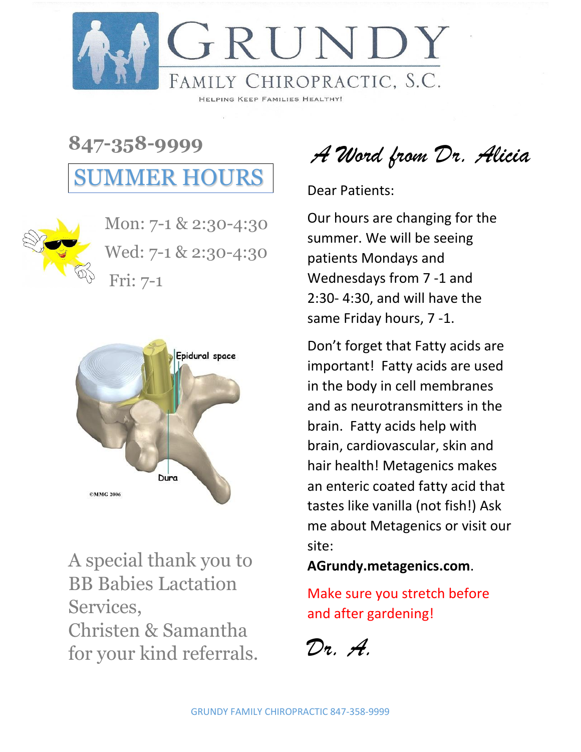# GRUNDY

## FAMILY CHIROPRACTIC, S.C.

HELPING KEEP FAMILIES HEALTHY!

## 847-358-9999

## SUMMER HOURS

Mon: 7-1 & 2:30-4:30

Wed: 7-1 & 2:30-4:30

Fri: 7-1

Epidural space

Dura

©MMG 2006

A special thank you to BB Babies Lactation Services, Christen & Samantha for your kind referrals.

## *A Word from Dr. Alicia*

Dear Patients:

Our hours are changing for the summer. We will be seeing patients Mondays and Wednesdays from 7 -1 and 2:30- 4:30, and will have the same Friday hours, 7 -1.

Don't forget that Fatty acids are important! Fatty acids are used in the body in cell membranes and as neurotransmitters in the brain. Fatty acids help with brain, cardiovascular, skin and hair health! Metagenics makes an enteric coated fatty acid that tastes like vanilla (not fish!) Ask me about Metagenics or visit our site: **AGrundy.metagenics.com**.

Make sure you stretch before and after gardening!

*Dr. A.*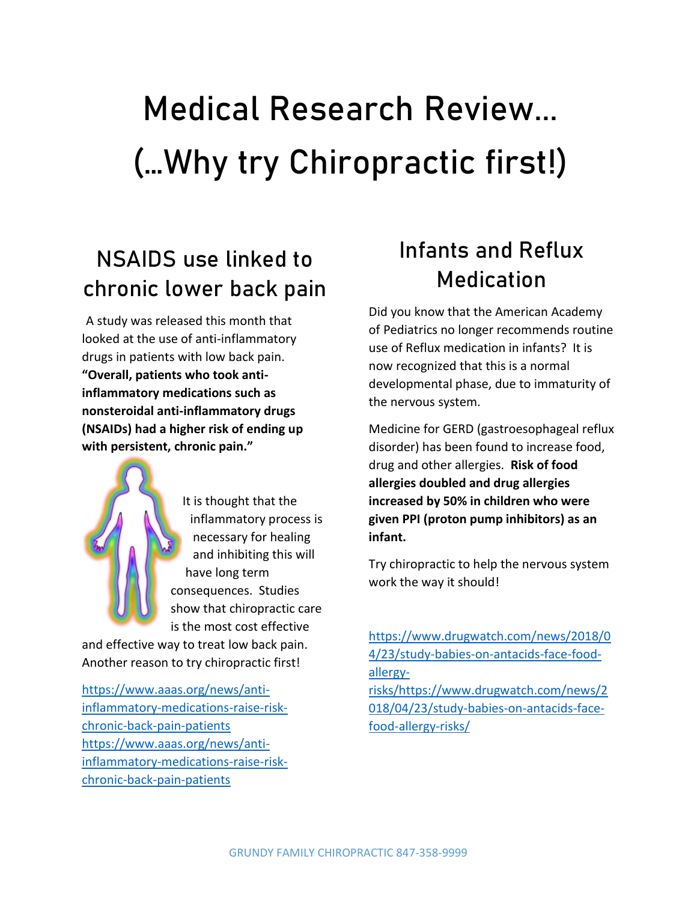# Medical Research Review… (…Why try Chiropractic first!)

## NSAIDS use linked to chronic lower back pain

A study was released this month that looked at the use of anti-inflammatory drugs in patients with low back pain. **"Overall, patients who took anti-inflammatory medications such as nonsteroidal anti-inflammatory drugs (NSAIDs) had a higher risk of ending up with persistent, chronic pain."**

It is thought that the inflammatory process is necessary for healing and inhibiting this will have long term consequences. Studies show that chiropractic care is the most cost effective and effective way to treat low back pain. Another reason to try chiropractic first!

https://www.aaas.org/news/anti-inflammatory-medications-raise-risk-chronic-back-pain-patients https://www.aaas.org/news/anti-inflammatory-medications-raise-risk-chronic-back-pain-patients

## Infants and Reflux Medication

Did you know that the American Academy of Pediatrics no longer recommends routine use of Reflux medication in infants? It is now recognized that this is a normal developmental phase, due to immaturity of the nervous system.

Medicine for GERD (gastroesophageal reflux disorder) has been found to increase food, drug and other allergies. **Risk of food allergies doubled and drug allergies increased by 50% in children who were given PPI (proton pump inhibitors) as an infant.**

Try chiropractic to help the nervous system work the way it should!

https://www.drugwatch.com/news/2018/04/23/study-babies-on-antacids-face-food-allergy-risks/https://www.drugwatch.com/news/2018/04/23/study-babies-on-antacids-face-food-allergy-risks/

GRUNDY FAMILY CHIROPRACTIC 847-358-9999